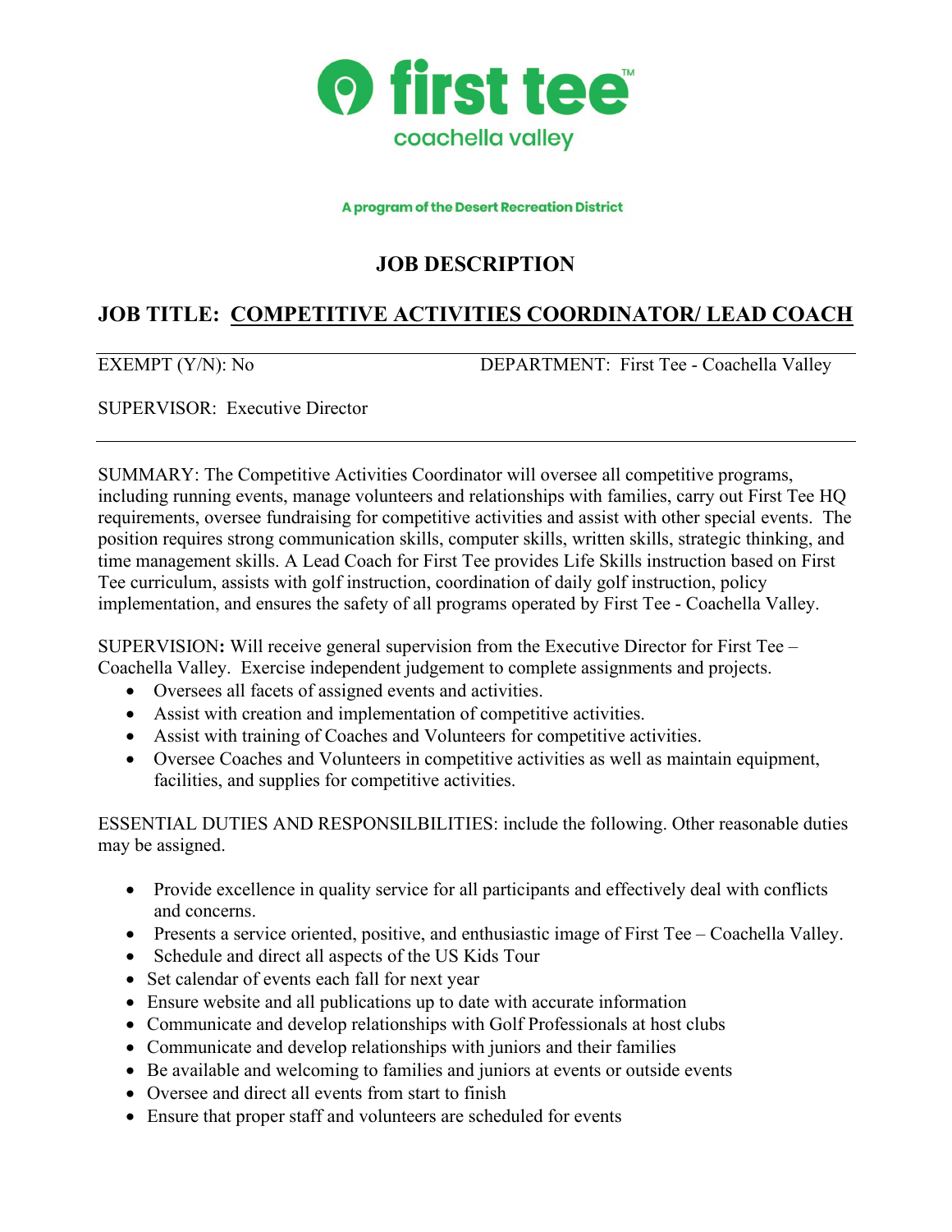first tee™

coachella valley

A program of the Desert Recreation District

# JOB DESCRIPTION

## JOB TITLE: COMPETITIVE ACTIVITIES COORDINATOR/ LEAD COACH

EXEMPT (Y/N): No DEPARTMENT: First Tee - Coachella Valley

SUPERVISOR: Executive Director

SUMMARY: The Competitive Activities Coordinator will oversee all competitive programs, including running events, manage volunteers and relationships with families, carry out First Tee HQ requirements, oversee fundraising for competitive activities and assist with other special events. The position requires strong communication skills, computer skills, written skills, strategic thinking, and time management skills. A Lead Coach for First Tee provides Life Skills instruction based on First Tee curriculum, assists with golf instruction, coordination of daily golf instruction, policy implementation, and ensures the safety of all programs operated by First Tee - Coachella Valley.

SUPERVISION**:** Will receive general supervision from the Executive Director for First Tee – Coachella Valley. Exercise independent judgement to complete assignments and projects.

- Oversees all facets of assigned events and activities.
- Assist with creation and implementation of competitive activities.
- Assist with training of Coaches and Volunteers for competitive activities.
- Oversee Coaches and Volunteers in competitive activities as well as maintain equipment, facilities, and supplies for competitive activities.

ESSENTIAL DUTIES AND RESPONSILBILITIES: include the following. Other reasonable duties may be assigned.

- Provide excellence in quality service for all participants and effectively deal with conflicts and concerns.
- Presents a service oriented, positive, and enthusiastic image of First Tee – Coachella Valley.
- Schedule and direct all aspects of the US Kids Tour
- Set calendar of events each fall for next year
- Ensure website and all publications up to date with accurate information
- Communicate and develop relationships with Golf Professionals at host clubs
- Communicate and develop relationships with juniors and their families
- Be available and welcoming to families and juniors at events or outside events
- Oversee and direct all events from start to finish
- Ensure that proper staff and volunteers are scheduled for events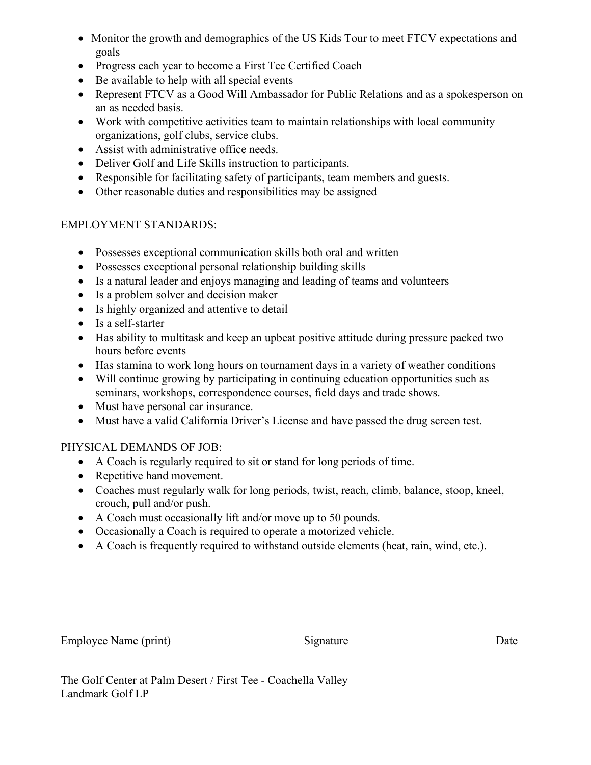- Monitor the growth and demographics of the US Kids Tour to meet FTCV expectations and goals
- Progress each year to become a First Tee Certified Coach
- Be available to help with all special events
- Represent FTCV as a Good Will Ambassador for Public Relations and as a spokesperson on an as needed basis.
- Work with competitive activities team to maintain relationships with local community organizations, golf clubs, service clubs.
- Assist with administrative office needs.
- Deliver Golf and Life Skills instruction to participants.
- Responsible for facilitating safety of participants, team members and guests.
- Other reasonable duties and responsibilities may be assigned

EMPLOYMENT STANDARDS:

- Possesses exceptional communication skills both oral and written
- Possesses exceptional personal relationship building skills
- Is a natural leader and enjoys managing and leading of teams and volunteers
- Is a problem solver and decision maker
- Is highly organized and attentive to detail
- Is a self-starter
- Has ability to multitask and keep an upbeat positive attitude during pressure packed two hours before events
- Has stamina to work long hours on tournament days in a variety of weather conditions
- Will continue growing by participating in continuing education opportunities such as seminars, workshops, correspondence courses, field days and trade shows.
- Must have personal car insurance.
- Must have a valid California Driver's License and have passed the drug screen test.

PHYSICAL DEMANDS OF JOB:

- A Coach is regularly required to sit or stand for long periods of time.
- Repetitive hand movement.
- Coaches must regularly walk for long periods, twist, reach, climb, balance, stoop, kneel, crouch, pull and/or push.
- A Coach must occasionally lift and/or move up to 50 pounds.
- Occasionally a Coach is required to operate a motorized vehicle.
- A Coach is frequently required to withstand outside elements (heat, rain, wind, etc.).

Employee Name (print) Signature Date

The Golf Center at Palm Desert / First Tee - Coachella Valley
Landmark Golf LP